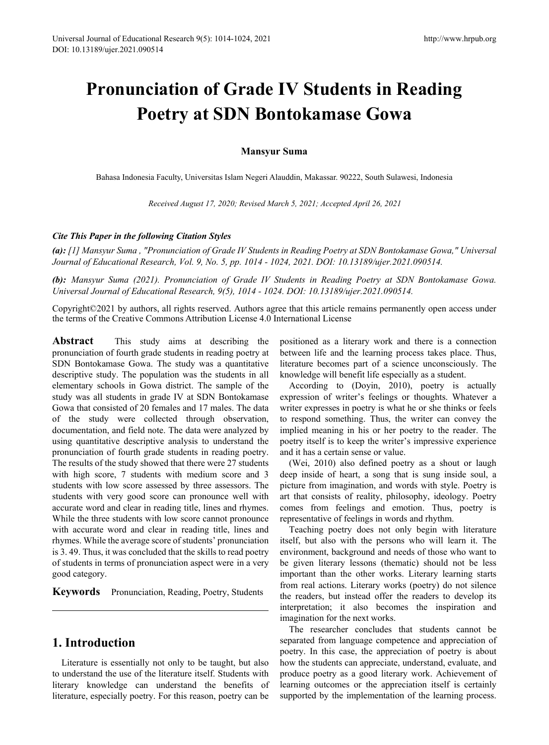# Pronunciation of Grade IV Students in Reading Poetry at SDN Bontokamase Gowa

**Mansyur Suma**

Bahasa Indonesia Faculty, Universitas Islam Negeri Alauddin, Makassar. 90222, South Sulawesi, Indonesia

*Received August 17, 2020; Revised March 5, 2021; Accepted April 26, 2021*

***Cite This Paper in the following Citation Styles***

***(a):*** *[1] Mansyur Suma , "Pronunciation of Grade IV Students in Reading Poetry at SDN Bontokamase Gowa," Universal Journal of Educational Research, Vol. 9, No. 5, pp. 1014 - 1024, 2021. DOI: 10.13189/ujer.2021.090514.*

***(b):*** *Mansyur Suma (2021). Pronunciation of Grade IV Students in Reading Poetry at SDN Bontokamase Gowa. Universal Journal of Educational Research, 9(5), 1014 - 1024. DOI: 10.13189/ujer.2021.090514.*

Copyright©2021 by authors, all rights reserved. Authors agree that this article remains permanently open access under the terms of the Creative Commons Attribution License 4.0 International License

**Abstract** This study aims at describing the pronunciation of fourth grade students in reading poetry at SDN Bontokamase Gowa. The study was a quantitative descriptive study. The population was the students in all elementary schools in Gowa district. The sample of the study was all students in grade IV at SDN Bontokamase Gowa that consisted of 20 females and 17 males. The data of the study were collected through observation, documentation, and field note. The data were analyzed by using quantitative descriptive analysis to understand the pronunciation of fourth grade students in reading poetry. The results of the study showed that there were 27 students with high score, 7 students with medium score and 3 students with low score assessed by three assessors. The students with very good score can pronounce well with accurate word and clear in reading title, lines and rhymes. While the three students with low score cannot pronounce with accurate word and clear in reading title, lines and rhymes. While the average score of students' pronunciation is 3. 49. Thus, it was concluded that the skills to read poetry of students in terms of pronunciation aspect were in a very good category.

**Keywords** Pronunciation, Reading, Poetry, Students

## 1. Introduction

Literature is essentially not only to be taught, but also to understand the use of the literature itself. Students with literary knowledge can understand the benefits of literature, especially poetry. For this reason, poetry can be positioned as a literary work and there is a connection between life and the learning process takes place. Thus, literature becomes part of a science unconsciously. The knowledge will benefit life especially as a student.

According to (Doyin, 2010), poetry is actually expression of writer's feelings or thoughts. Whatever a writer expresses in poetry is what he or she thinks or feels to respond something. Thus, the writer can convey the implied meaning in his or her poetry to the reader. The poetry itself is to keep the writer's impressive experience and it has a certain sense or value.

(Wei, 2010) also defined poetry as a shout or laugh deep inside of heart, a song that is sung inside soul, a picture from imagination, and words with style. Poetry is art that consists of reality, philosophy, ideology. Poetry comes from feelings and emotion. Thus, poetry is representative of feelings in words and rhythm.

Teaching poetry does not only begin with literature itself, but also with the persons who will learn it. The environment, background and needs of those who want to be given literary lessons (thematic) should not be less important than the other works. Literary learning starts from real actions. Literary works (poetry) do not silence the readers, but instead offer the readers to develop its interpretation; it also becomes the inspiration and imagination for the next works.

The researcher concludes that students cannot be separated from language competence and appreciation of poetry. In this case, the appreciation of poetry is about how the students can appreciate, understand, evaluate, and produce poetry as a good literary work. Achievement of learning outcomes or the appreciation itself is certainly supported by the implementation of the learning process.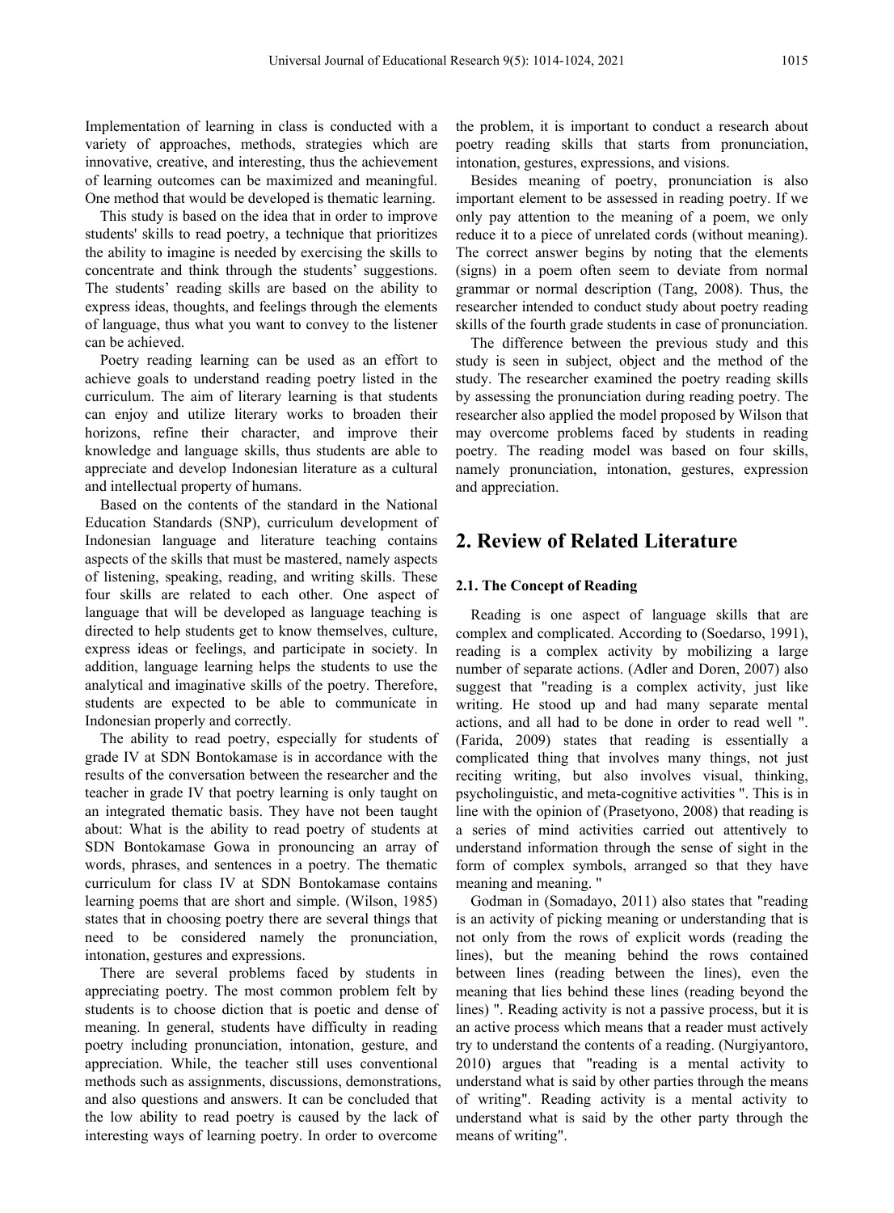Implementation of learning in class is conducted with a variety of approaches, methods, strategies which are innovative, creative, and interesting, thus the achievement of learning outcomes can be maximized and meaningful. One method that would be developed is thematic learning.

This study is based on the idea that in order to improve students' skills to read poetry, a technique that prioritizes the ability to imagine is needed by exercising the skills to concentrate and think through the students' suggestions. The students' reading skills are based on the ability to express ideas, thoughts, and feelings through the elements of language, thus what you want to convey to the listener can be achieved.

Poetry reading learning can be used as an effort to achieve goals to understand reading poetry listed in the curriculum. The aim of literary learning is that students can enjoy and utilize literary works to broaden their horizons, refine their character, and improve their knowledge and language skills, thus students are able to appreciate and develop Indonesian literature as a cultural and intellectual property of humans.

Based on the contents of the standard in the National Education Standards (SNP), curriculum development of Indonesian language and literature teaching contains aspects of the skills that must be mastered, namely aspects of listening, speaking, reading, and writing skills. These four skills are related to each other. One aspect of language that will be developed as language teaching is directed to help students get to know themselves, culture, express ideas or feelings, and participate in society. In addition, language learning helps the students to use the analytical and imaginative skills of the poetry. Therefore, students are expected to be able to communicate in Indonesian properly and correctly.

The ability to read poetry, especially for students of grade IV at SDN Bontokamase is in accordance with the results of the conversation between the researcher and the teacher in grade IV that poetry learning is only taught on an integrated thematic basis. They have not been taught about: What is the ability to read poetry of students at SDN Bontokamase Gowa in pronouncing an array of words, phrases, and sentences in a poetry. The thematic curriculum for class IV at SDN Bontokamase contains learning poems that are short and simple. (Wilson, 1985) states that in choosing poetry there are several things that need to be considered namely the pronunciation, intonation, gestures and expressions.

There are several problems faced by students in appreciating poetry. The most common problem felt by students is to choose diction that is poetic and dense of meaning. In general, students have difficulty in reading poetry including pronunciation, intonation, gesture, and appreciation. While, the teacher still uses conventional methods such as assignments, discussions, demonstrations, and also questions and answers. It can be concluded that the low ability to read poetry is caused by the lack of interesting ways of learning poetry. In order to overcome the problem, it is important to conduct a research about poetry reading skills that starts from pronunciation, intonation, gestures, expressions, and visions.

Besides meaning of poetry, pronunciation is also important element to be assessed in reading poetry. If we only pay attention to the meaning of a poem, we only reduce it to a piece of unrelated cords (without meaning). The correct answer begins by noting that the elements (signs) in a poem often seem to deviate from normal grammar or normal description (Tang, 2008). Thus, the researcher intended to conduct study about poetry reading skills of the fourth grade students in case of pronunciation.

The difference between the previous study and this study is seen in subject, object and the method of the study. The researcher examined the poetry reading skills by assessing the pronunciation during reading poetry. The researcher also applied the model proposed by Wilson that may overcome problems faced by students in reading poetry. The reading model was based on four skills, namely pronunciation, intonation, gestures, expression and appreciation.

## 2. Review of Related Literature

### 2.1. The Concept of Reading

Reading is one aspect of language skills that are complex and complicated. According to (Soedarso, 1991), reading is a complex activity by mobilizing a large number of separate actions. (Adler and Doren, 2007) also suggest that "reading is a complex activity, just like writing. He stood up and had many separate mental actions, and all had to be done in order to read well ". (Farida, 2009) states that reading is essentially a complicated thing that involves many things, not just reciting writing, but also involves visual, thinking, psycholinguistic, and meta-cognitive activities ". This is in line with the opinion of (Prasetyono, 2008) that reading is a series of mind activities carried out attentively to understand information through the sense of sight in the form of complex symbols, arranged so that they have meaning and meaning. "

Godman in (Somadayo, 2011) also states that "reading is an activity of picking meaning or understanding that is not only from the rows of explicit words (reading the lines), but the meaning behind the rows contained between lines (reading between the lines), even the meaning that lies behind these lines (reading beyond the lines) ". Reading activity is not a passive process, but it is an active process which means that a reader must actively try to understand the contents of a reading. (Nurgiyantoro, 2010) argues that "reading is a mental activity to understand what is said by other parties through the means of writing". Reading activity is a mental activity to understand what is said by the other party through the means of writing".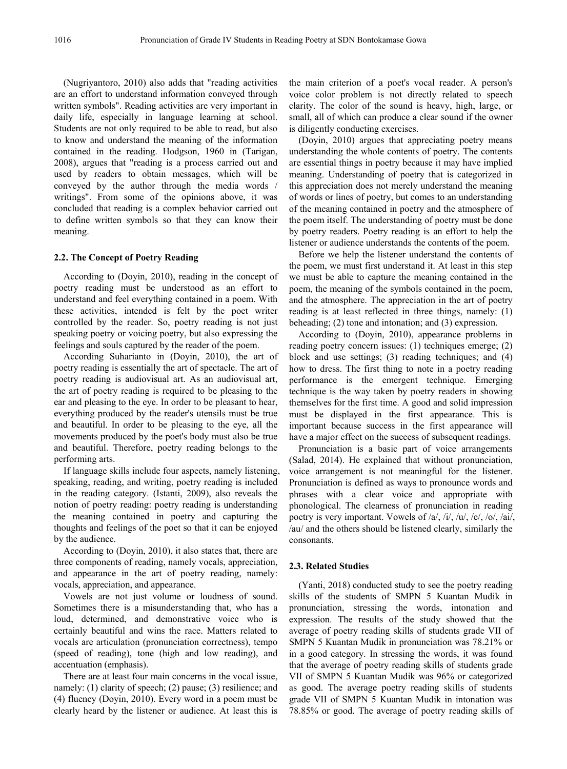(Nugriyantoro, 2010) also adds that "reading activities are an effort to understand information conveyed through written symbols". Reading activities are very important in daily life, especially in language learning at school. Students are not only required to be able to read, but also to know and understand the meaning of the information contained in the reading. Hodgson, 1960 in (Tarigan, 2008), argues that "reading is a process carried out and used by readers to obtain messages, which will be conveyed by the author through the media words / writings". From some of the opinions above, it was concluded that reading is a complex behavior carried out to define written symbols so that they can know their meaning.

### 2.2. The Concept of Poetry Reading

According to (Doyin, 2010), reading in the concept of poetry reading must be understood as an effort to understand and feel everything contained in a poem. With these activities, intended is felt by the poet writer controlled by the reader. So, poetry reading is not just speaking poetry or voicing poetry, but also expressing the feelings and souls captured by the reader of the poem.

According Suharianto in (Doyin, 2010), the art of poetry reading is essentially the art of spectacle. The art of poetry reading is audiovisual art. As an audiovisual art, the art of poetry reading is required to be pleasing to the ear and pleasing to the eye. In order to be pleasant to hear, everything produced by the reader's utensils must be true and beautiful. In order to be pleasing to the eye, all the movements produced by the poet's body must also be true and beautiful. Therefore, poetry reading belongs to the performing arts.

If language skills include four aspects, namely listening, speaking, reading, and writing, poetry reading is included in the reading category. (Istanti, 2009), also reveals the notion of poetry reading: poetry reading is understanding the meaning contained in poetry and capturing the thoughts and feelings of the poet so that it can be enjoyed by the audience.

According to (Doyin, 2010), it also states that, there are three components of reading, namely vocals, appreciation, and appearance in the art of poetry reading, namely: vocals, appreciation, and appearance.

Vowels are not just volume or loudness of sound. Sometimes there is a misunderstanding that, who has a loud, determined, and demonstrative voice who is certainly beautiful and wins the race. Matters related to vocals are articulation (pronunciation correctness), tempo (speed of reading), tone (high and low reading), and accentuation (emphasis).

There are at least four main concerns in the vocal issue, namely: (1) clarity of speech; (2) pause; (3) resilience; and (4) fluency (Doyin, 2010). Every word in a poem must be clearly heard by the listener or audience. At least this is the main criterion of a poet's vocal reader. A person's voice color problem is not directly related to speech clarity. The color of the sound is heavy, high, large, or small, all of which can produce a clear sound if the owner is diligently conducting exercises.

(Doyin, 2010) argues that appreciating poetry means understanding the whole contents of poetry. The contents are essential things in poetry because it may have implied meaning. Understanding of poetry that is categorized in this appreciation does not merely understand the meaning of words or lines of poetry, but comes to an understanding of the meaning contained in poetry and the atmosphere of the poem itself. The understanding of poetry must be done by poetry readers. Poetry reading is an effort to help the listener or audience understands the contents of the poem.

Before we help the listener understand the contents of the poem, we must first understand it. At least in this step we must be able to capture the meaning contained in the poem, the meaning of the symbols contained in the poem, and the atmosphere. The appreciation in the art of poetry reading is at least reflected in three things, namely: (1) beheading; (2) tone and intonation; and (3) expression.

According to (Doyin, 2010), appearance problems in reading poetry concern issues: (1) techniques emerge; (2) block and use settings; (3) reading techniques; and (4) how to dress. The first thing to note in a poetry reading performance is the emergent technique. Emerging technique is the way taken by poetry readers in showing themselves for the first time. A good and solid impression must be displayed in the first appearance. This is important because success in the first appearance will have a major effect on the success of subsequent readings.

Pronunciation is a basic part of voice arrangements (Salad, 2014). He explained that without pronunciation, voice arrangement is not meaningful for the listener. Pronunciation is defined as ways to pronounce words and phrases with a clear voice and appropriate with phonological. The clearness of pronunciation in reading poetry is very important. Vowels of /a/, /i/, /u/, /e/, /o/, /ai/, /au/ and the others should be listened clearly, similarly the consonants.

### 2.3. Related Studies

(Yanti, 2018) conducted study to see the poetry reading skills of the students of SMPN 5 Kuantan Mudik in pronunciation, stressing the words, intonation and expression. The results of the study showed that the average of poetry reading skills of students grade VII of SMPN 5 Kuantan Mudik in pronunciation was 78.21% or in a good category. In stressing the words, it was found that the average of poetry reading skills of students grade VII of SMPN 5 Kuantan Mudik was 96% or categorized as good. The average poetry reading skills of students grade VII of SMPN 5 Kuantan Mudik in intonation was 78.85% or good. The average of poetry reading skills of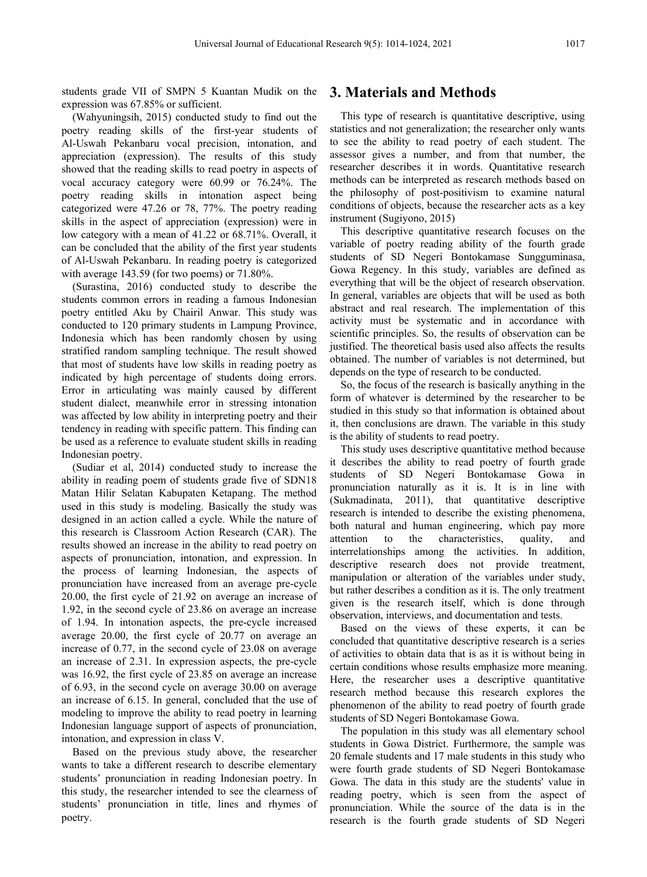students grade VII of SMPN 5 Kuantan Mudik on the expression was 67.85% or sufficient.

(Wahyuningsih, 2015) conducted study to find out the poetry reading skills of the first-year students of Al-Uswah Pekanbaru vocal precision, intonation, and appreciation (expression). The results of this study showed that the reading skills to read poetry in aspects of vocal accuracy category were 60.99 or 76.24%. The poetry reading skills in intonation aspect being categorized were 47.26 or 78, 77%. The poetry reading skills in the aspect of appreciation (expression) were in low category with a mean of 41.22 or 68.71%. Overall, it can be concluded that the ability of the first year students of Al-Uswah Pekanbaru. In reading poetry is categorized with average 143.59 (for two poems) or 71.80%.

(Surastina, 2016) conducted study to describe the students common errors in reading a famous Indonesian poetry entitled Aku by Chairil Anwar. This study was conducted to 120 primary students in Lampung Province, Indonesia which has been randomly chosen by using stratified random sampling technique. The result showed that most of students have low skills in reading poetry as indicated by high percentage of students doing errors. Error in articulating was mainly caused by different student dialect, meanwhile error in stressing intonation was affected by low ability in interpreting poetry and their tendency in reading with specific pattern. This finding can be used as a reference to evaluate student skills in reading Indonesian poetry.

(Sudiar et al, 2014) conducted study to increase the ability in reading poem of students grade five of SDN18 Matan Hilir Selatan Kabupaten Ketapang. The method used in this study is modeling. Basically the study was designed in an action called a cycle. While the nature of this research is Classroom Action Research (CAR). The results showed an increase in the ability to read poetry on aspects of pronunciation, intonation, and expression. In the process of learning Indonesian, the aspects of pronunciation have increased from an average pre-cycle 20.00, the first cycle of 21.92 on average an increase of 1.92, in the second cycle of 23.86 on average an increase of 1.94. In intonation aspects, the pre-cycle increased average 20.00, the first cycle of 20.77 on average an increase of 0.77, in the second cycle of 23.08 on average an increase of 2.31. In expression aspects, the pre-cycle was 16.92, the first cycle of 23.85 on average an increase of 6.93, in the second cycle on average 30.00 on average an increase of 6.15. In general, concluded that the use of modeling to improve the ability to read poetry in learning Indonesian language support of aspects of pronunciation, intonation, and expression in class V.

Based on the previous study above, the researcher wants to take a different research to describe elementary students' pronunciation in reading Indonesian poetry. In this study, the researcher intended to see the clearness of students' pronunciation in title, lines and rhymes of poetry.

# 3. Materials and Methods

This type of research is quantitative descriptive, using statistics and not generalization; the researcher only wants to see the ability to read poetry of each student. The assessor gives a number, and from that number, the researcher describes it in words. Quantitative research methods can be interpreted as research methods based on the philosophy of post-positivism to examine natural conditions of objects, because the researcher acts as a key instrument (Sugiyono, 2015)

This descriptive quantitative research focuses on the variable of poetry reading ability of the fourth grade students of SD Negeri Bontokamase Sungguminasa, Gowa Regency. In this study, variables are defined as everything that will be the object of research observation. In general, variables are objects that will be used as both abstract and real research. The implementation of this activity must be systematic and in accordance with scientific principles. So, the results of observation can be justified. The theoretical basis used also affects the results obtained. The number of variables is not determined, but depends on the type of research to be conducted.

So, the focus of the research is basically anything in the form of whatever is determined by the researcher to be studied in this study so that information is obtained about it, then conclusions are drawn. The variable in this study is the ability of students to read poetry.

This study uses descriptive quantitative method because it describes the ability to read poetry of fourth grade students of SD Negeri Bontokamase Gowa in pronunciation naturally as it is. It is in line with (Sukmadinata, 2011), that quantitative descriptive research is intended to describe the existing phenomena, both natural and human engineering, which pay more attention to the characteristics, quality, and interrelationships among the activities. In addition, descriptive research does not provide treatment, manipulation or alteration of the variables under study, but rather describes a condition as it is. The only treatment given is the research itself, which is done through observation, interviews, and documentation and tests.

Based on the views of these experts, it can be concluded that quantitative descriptive research is a series of activities to obtain data that is as it is without being in certain conditions whose results emphasize more meaning. Here, the researcher uses a descriptive quantitative research method because this research explores the phenomenon of the ability to read poetry of fourth grade students of SD Negeri Bontokamase Gowa.

The population in this study was all elementary school students in Gowa District. Furthermore, the sample was 20 female students and 17 male students in this study who were fourth grade students of SD Negeri Bontokamase Gowa. The data in this study are the students' value in reading poetry, which is seen from the aspect of pronunciation. While the source of the data is in the research is the fourth grade students of SD Negeri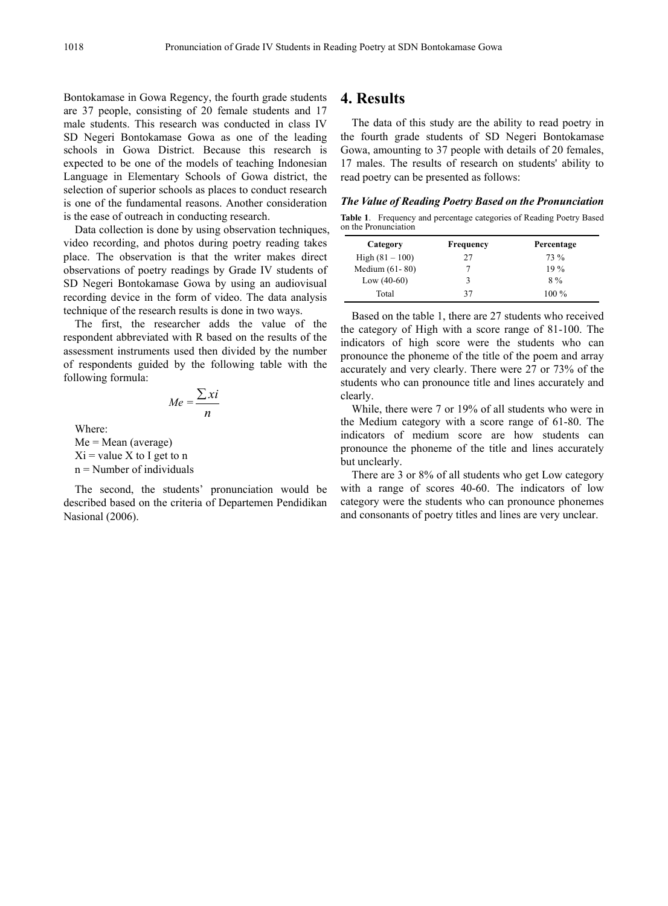Bontokamase in Gowa Regency, the fourth grade students are 37 people, consisting of 20 female students and 17 male students. This research was conducted in class IV SD Negeri Bontokamase Gowa as one of the leading schools in Gowa District. Because this research is expected to be one of the models of teaching Indonesian Language in Elementary Schools of Gowa district, the selection of superior schools as places to conduct research is one of the fundamental reasons. Another consideration is the ease of outreach in conducting research.

Data collection is done by using observation techniques, video recording, and photos during poetry reading takes place. The observation is that the writer makes direct observations of poetry readings by Grade IV students of SD Negeri Bontokamase Gowa by using an audiovisual recording device in the form of video. The data analysis technique of the research results is done in two ways.

The first, the researcher adds the value of the respondent abbreviated with R based on the results of the assessment instruments used then divided by the number of respondents guided by the following table with the following formula:

$$Me = \frac{\sum xi}{n}$$

Where:

Me = Mean (average)

Xi = value X to I get to n

n = Number of individuals

The second, the students' pronunciation would be described based on the criteria of Departemen Pendidikan Nasional (2006).

# 4. Results

The data of this study are the ability to read poetry in the fourth grade students of SD Negeri Bontokamase Gowa, amounting to 37 people with details of 20 females, 17 males. The results of research on students' ability to read poetry can be presented as follows:

***The Value of Reading Poetry Based on the Pronunciation***

**Table 1**. Frequency and percentage categories of Reading Poetry Based on the Pronunciation

| Category | Frequency | Percentage |
|---|---|---|
| High (81 – 100) | 27 | 73 % |
| Medium (61- 80) | 7 | 19 % |
| Low (40-60) | 3 | 8 % |
| Total | 37 | 100 % |

Based on the table 1, there are 27 students who received the category of High with a score range of 81-100. The indicators of high score were the students who can pronounce the phoneme of the title of the poem and array accurately and very clearly. There were 27 or 73% of the students who can pronounce title and lines accurately and clearly.

While, there were 7 or 19% of all students who were in the Medium category with a score range of 61-80. The indicators of medium score are how students can pronounce the phoneme of the title and lines accurately but unclearly.

There are 3 or 8% of all students who get Low category with a range of scores 40-60. The indicators of low category were the students who can pronounce phonemes and consonants of poetry titles and lines are very unclear.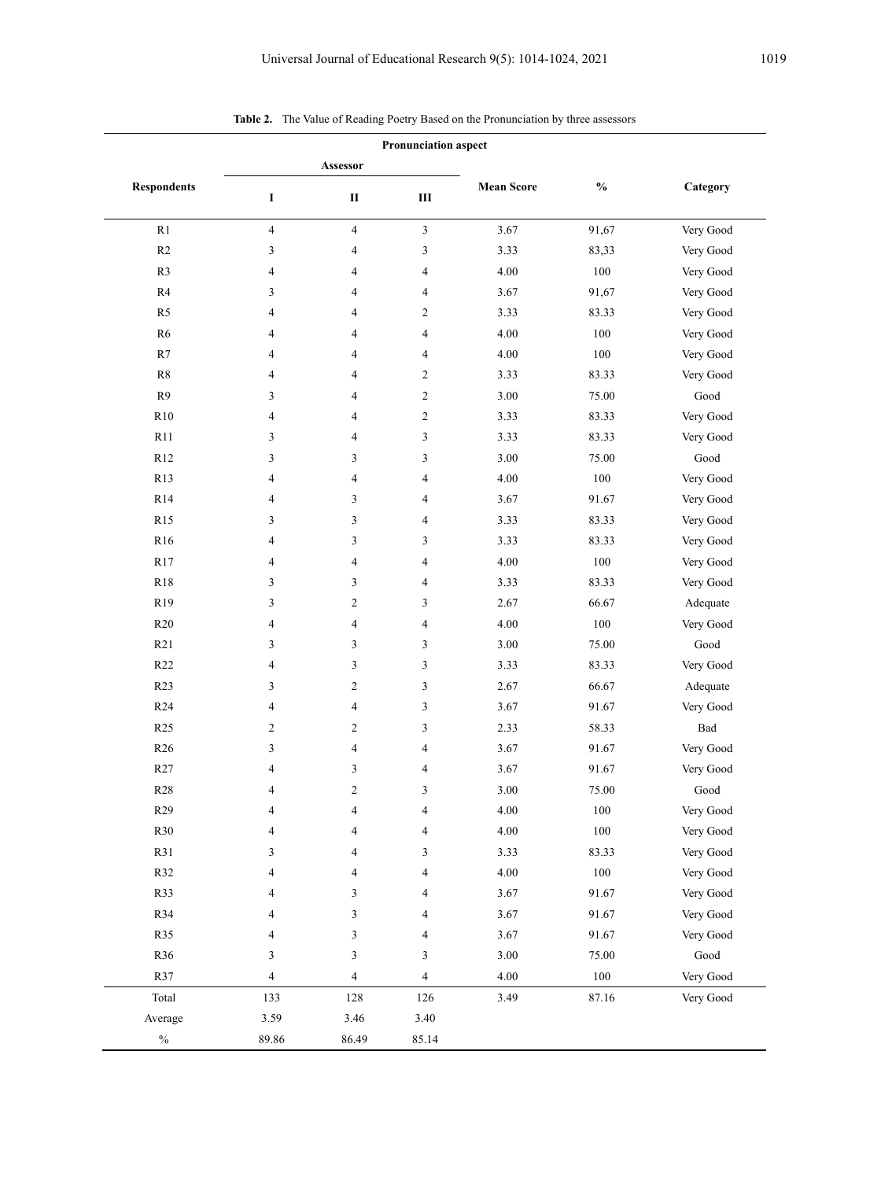**Table 2.** The Value of Reading Poetry Based on the Pronunciation by three assessors

| Respondents | Pronunciation aspect | | | | | |
|---|---|---|---|---|---|---|
| | Assessor | | | Mean Score | % | Category |
| | I | II | III | | | |
| R1 | 4 | 4 | 3 | 3.67 | 91,67 | Very Good |
| R2 | 3 | 4 | 3 | 3.33 | 83,33 | Very Good |
| R3 | 4 | 4 | 4 | 4.00 | 100 | Very Good |
| R4 | 3 | 4 | 4 | 3.67 | 91,67 | Very Good |
| R5 | 4 | 4 | 2 | 3.33 | 83.33 | Very Good |
| R6 | 4 | 4 | 4 | 4.00 | 100 | Very Good |
| R7 | 4 | 4 | 4 | 4.00 | 100 | Very Good |
| R8 | 4 | 4 | 2 | 3.33 | 83.33 | Very Good |
| R9 | 3 | 4 | 2 | 3.00 | 75.00 | Good |
| R10 | 4 | 4 | 2 | 3.33 | 83.33 | Very Good |
| R11 | 3 | 4 | 3 | 3.33 | 83.33 | Very Good |
| R12 | 3 | 3 | 3 | 3.00 | 75.00 | Good |
| R13 | 4 | 4 | 4 | 4.00 | 100 | Very Good |
| R14 | 4 | 3 | 4 | 3.67 | 91.67 | Very Good |
| R15 | 3 | 3 | 4 | 3.33 | 83.33 | Very Good |
| R16 | 4 | 3 | 3 | 3.33 | 83.33 | Very Good |
| R17 | 4 | 4 | 4 | 4.00 | 100 | Very Good |
| R18 | 3 | 3 | 4 | 3.33 | 83.33 | Very Good |
| R19 | 3 | 2 | 3 | 2.67 | 66.67 | Adequate |
| R20 | 4 | 4 | 4 | 4.00 | 100 | Very Good |
| R21 | 3 | 3 | 3 | 3.00 | 75.00 | Good |
| R22 | 4 | 3 | 3 | 3.33 | 83.33 | Very Good |
| R23 | 3 | 2 | 3 | 2.67 | 66.67 | Adequate |
| R24 | 4 | 4 | 3 | 3.67 | 91.67 | Very Good |
| R25 | 2 | 2 | 3 | 2.33 | 58.33 | Bad |
| R26 | 3 | 4 | 4 | 3.67 | 91.67 | Very Good |
| R27 | 4 | 3 | 4 | 3.67 | 91.67 | Very Good |
| R28 | 4 | 2 | 3 | 3.00 | 75.00 | Good |
| R29 | 4 | 4 | 4 | 4.00 | 100 | Very Good |
| R30 | 4 | 4 | 4 | 4.00 | 100 | Very Good |
| R31 | 3 | 4 | 3 | 3.33 | 83.33 | Very Good |
| R32 | 4 | 4 | 4 | 4.00 | 100 | Very Good |
| R33 | 4 | 3 | 4 | 3.67 | 91.67 | Very Good |
| R34 | 4 | 3 | 4 | 3.67 | 91.67 | Very Good |
| R35 | 4 | 3 | 4 | 3.67 | 91.67 | Very Good |
| R36 | 3 | 3 | 3 | 3.00 | 75.00 | Good |
| R37 | 4 | 4 | 4 | 4.00 | 100 | Very Good |
| Total | 133 | 128 | 126 | 3.49 | 87.16 | Very Good |
| Average | 3.59 | 3.46 | 3.40 | | | |
| % | 89.86 | 86.49 | 85.14 | | | |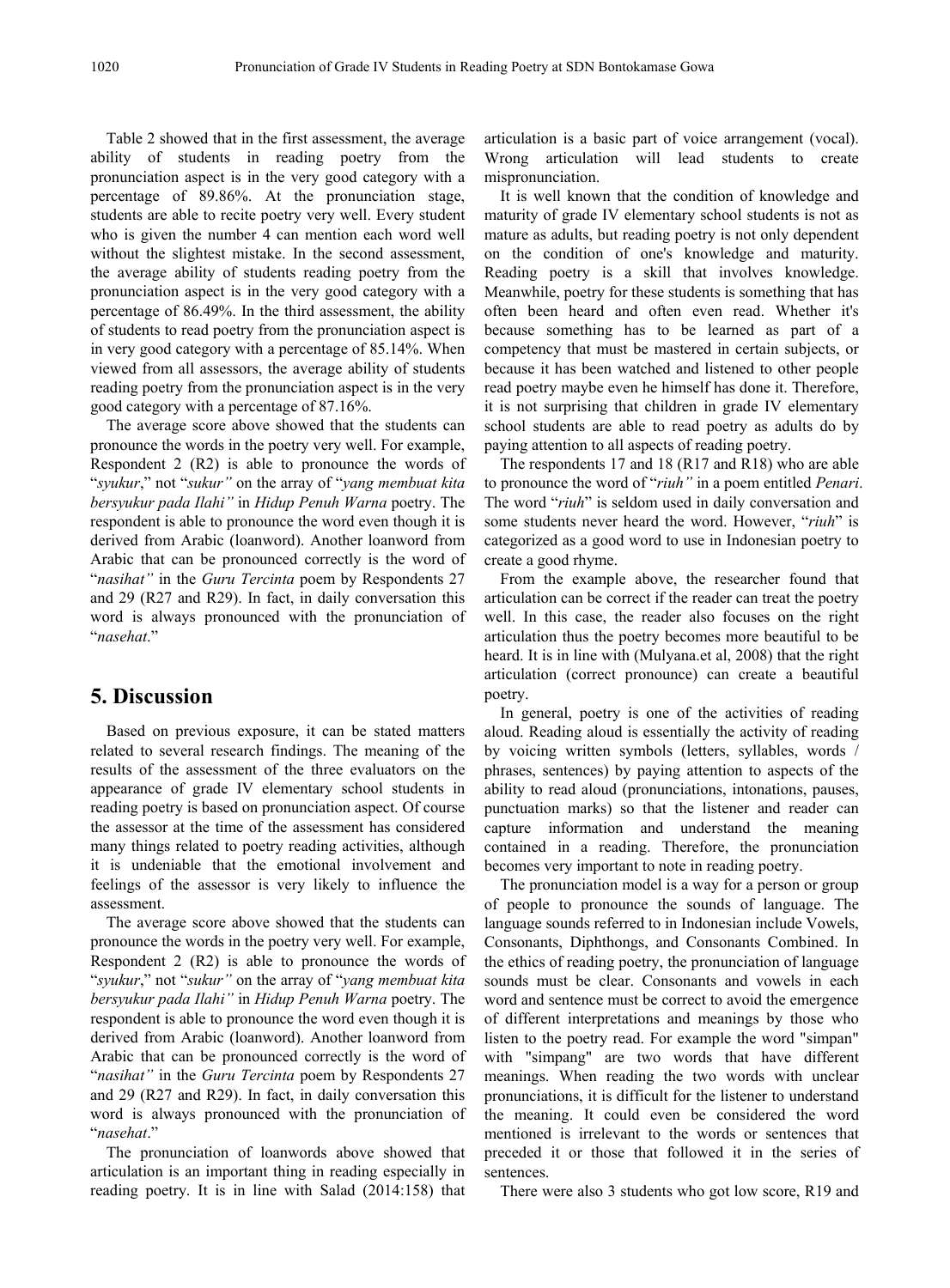Table 2 showed that in the first assessment, the average ability of students in reading poetry from the pronunciation aspect is in the very good category with a percentage of 89.86%. At the pronunciation stage, students are able to recite poetry very well. Every student who is given the number 4 can mention each word well without the slightest mistake. In the second assessment, the average ability of students reading poetry from the pronunciation aspect is in the very good category with a percentage of 86.49%. In the third assessment, the ability of students to read poetry from the pronunciation aspect is in very good category with a percentage of 85.14%. When viewed from all assessors, the average ability of students reading poetry from the pronunciation aspect is in the very good category with a percentage of 87.16%.

The average score above showed that the students can pronounce the words in the poetry very well. For example, Respondent 2 (R2) is able to pronounce the words of "*syukur*," not "*sukur"* on the array of "*yang membuat kita bersyukur pada Ilahi"* in *Hidup Penuh Warna* poetry. The respondent is able to pronounce the word even though it is derived from Arabic (loanword). Another loanword from Arabic that can be pronounced correctly is the word of "*nasihat"* in the *Guru Tercinta* poem by Respondents 27 and 29 (R27 and R29). In fact, in daily conversation this word is always pronounced with the pronunciation of "*nasehat*."

## 5. Discussion

Based on previous exposure, it can be stated matters related to several research findings. The meaning of the results of the assessment of the three evaluators on the appearance of grade IV elementary school students in reading poetry is based on pronunciation aspect. Of course the assessor at the time of the assessment has considered many things related to poetry reading activities, although it is undeniable that the emotional involvement and feelings of the assessor is very likely to influence the assessment.

The average score above showed that the students can pronounce the words in the poetry very well. For example, Respondent 2 (R2) is able to pronounce the words of "*syukur*," not "*sukur"* on the array of "*yang membuat kita bersyukur pada Ilahi"* in *Hidup Penuh Warna* poetry. The respondent is able to pronounce the word even though it is derived from Arabic (loanword). Another loanword from Arabic that can be pronounced correctly is the word of "*nasihat"* in the *Guru Tercinta* poem by Respondents 27 and 29 (R27 and R29). In fact, in daily conversation this word is always pronounced with the pronunciation of "*nasehat*."

The pronunciation of loanwords above showed that articulation is an important thing in reading especially in reading poetry. It is in line with Salad (2014:158) that articulation is a basic part of voice arrangement (vocal). Wrong articulation will lead students to create mispronunciation.

It is well known that the condition of knowledge and maturity of grade IV elementary school students is not as mature as adults, but reading poetry is not only dependent on the condition of one's knowledge and maturity. Reading poetry is a skill that involves knowledge. Meanwhile, poetry for these students is something that has often been heard and often even read. Whether it's because something has to be learned as part of a competency that must be mastered in certain subjects, or because it has been watched and listened to other people read poetry maybe even he himself has done it. Therefore, it is not surprising that children in grade IV elementary school students are able to read poetry as adults do by paying attention to all aspects of reading poetry.

The respondents 17 and 18 (R17 and R18) who are able to pronounce the word of "*riuh"* in a poem entitled *Penari*. The word "*riuh*" is seldom used in daily conversation and some students never heard the word. However, "*riuh*" is categorized as a good word to use in Indonesian poetry to create a good rhyme.

From the example above, the researcher found that articulation can be correct if the reader can treat the poetry well. In this case, the reader also focuses on the right articulation thus the poetry becomes more beautiful to be heard. It is in line with (Mulyana.et al, 2008) that the right articulation (correct pronounce) can create a beautiful poetry.

In general, poetry is one of the activities of reading aloud. Reading aloud is essentially the activity of reading by voicing written symbols (letters, syllables, words / phrases, sentences) by paying attention to aspects of the ability to read aloud (pronunciations, intonations, pauses, punctuation marks) so that the listener and reader can capture information and understand the meaning contained in a reading. Therefore, the pronunciation becomes very important to note in reading poetry.

The pronunciation model is a way for a person or group of people to pronounce the sounds of language. The language sounds referred to in Indonesian include Vowels, Consonants, Diphthongs, and Consonants Combined. In the ethics of reading poetry, the pronunciation of language sounds must be clear. Consonants and vowels in each word and sentence must be correct to avoid the emergence of different interpretations and meanings by those who listen to the poetry read. For example the word "simpan" with "simpang" are two words that have different meanings. When reading the two words with unclear pronunciations, it is difficult for the listener to understand the meaning. It could even be considered the word mentioned is irrelevant to the words or sentences that preceded it or those that followed it in the series of sentences.

There were also 3 students who got low score, R19 and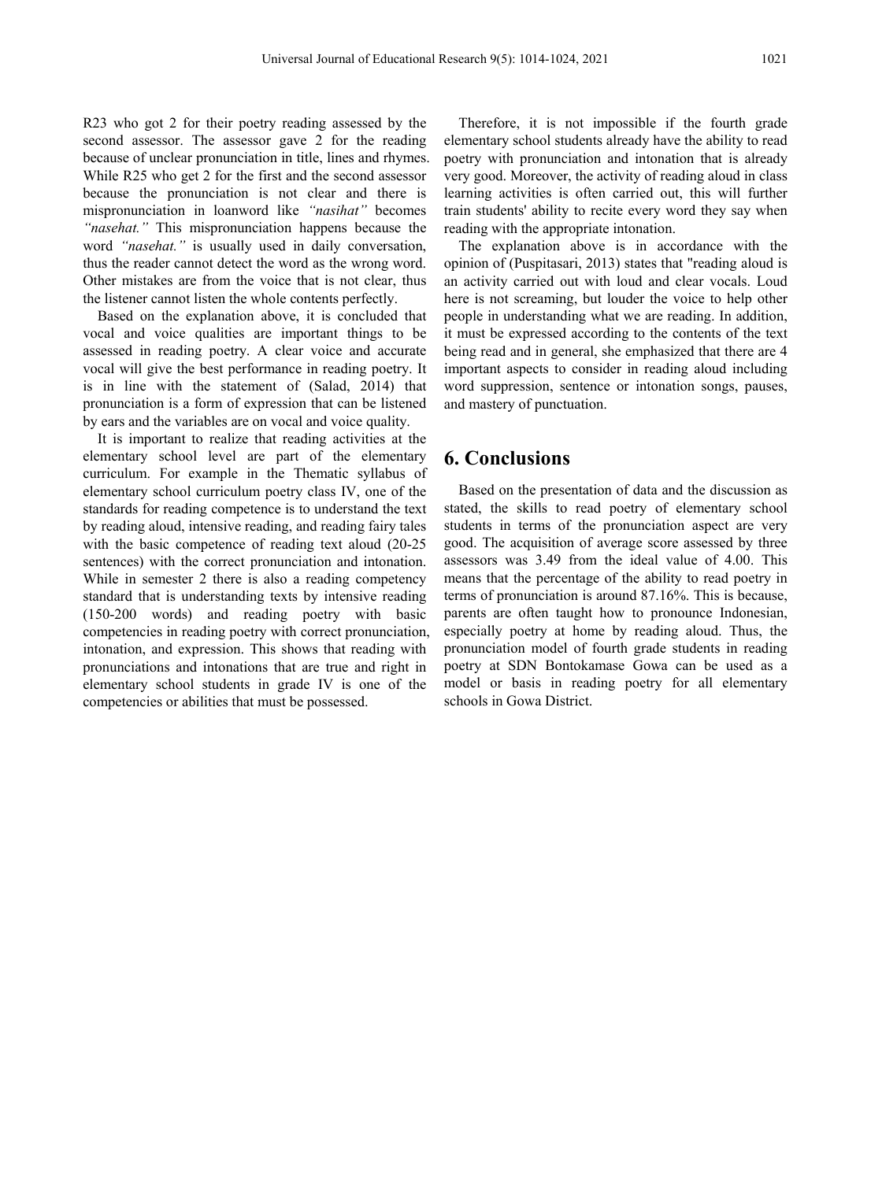R23 who got 2 for their poetry reading assessed by the second assessor. The assessor gave 2 for the reading because of unclear pronunciation in title, lines and rhymes. While R25 who get 2 for the first and the second assessor because the pronunciation is not clear and there is mispronunciation in loanword like *"nasihat"* becomes *"nasehat."* This mispronunciation happens because the word *"nasehat."* is usually used in daily conversation, thus the reader cannot detect the word as the wrong word. Other mistakes are from the voice that is not clear, thus the listener cannot listen the whole contents perfectly.

Based on the explanation above, it is concluded that vocal and voice qualities are important things to be assessed in reading poetry. A clear voice and accurate vocal will give the best performance in reading poetry. It is in line with the statement of (Salad, 2014) that pronunciation is a form of expression that can be listened by ears and the variables are on vocal and voice quality.

It is important to realize that reading activities at the elementary school level are part of the elementary curriculum. For example in the Thematic syllabus of elementary school curriculum poetry class IV, one of the standards for reading competence is to understand the text by reading aloud, intensive reading, and reading fairy tales with the basic competence of reading text aloud (20-25 sentences) with the correct pronunciation and intonation. While in semester 2 there is also a reading competency standard that is understanding texts by intensive reading (150-200 words) and reading poetry with basic competencies in reading poetry with correct pronunciation, intonation, and expression. This shows that reading with pronunciations and intonations that are true and right in elementary school students in grade IV is one of the competencies or abilities that must be possessed.

Therefore, it is not impossible if the fourth grade elementary school students already have the ability to read poetry with pronunciation and intonation that is already very good. Moreover, the activity of reading aloud in class learning activities is often carried out, this will further train students' ability to recite every word they say when reading with the appropriate intonation.

The explanation above is in accordance with the opinion of (Puspitasari, 2013) states that "reading aloud is an activity carried out with loud and clear vocals. Loud here is not screaming, but louder the voice to help other people in understanding what we are reading. In addition, it must be expressed according to the contents of the text being read and in general, she emphasized that there are 4 important aspects to consider in reading aloud including word suppression, sentence or intonation songs, pauses, and mastery of punctuation.

## 6. Conclusions

Based on the presentation of data and the discussion as stated, the skills to read poetry of elementary school students in terms of the pronunciation aspect are very good. The acquisition of average score assessed by three assessors was 3.49 from the ideal value of 4.00. This means that the percentage of the ability to read poetry in terms of pronunciation is around 87.16%. This is because, parents are often taught how to pronounce Indonesian, especially poetry at home by reading aloud. Thus, the pronunciation model of fourth grade students in reading poetry at SDN Bontokamase Gowa can be used as a model or basis in reading poetry for all elementary schools in Gowa District.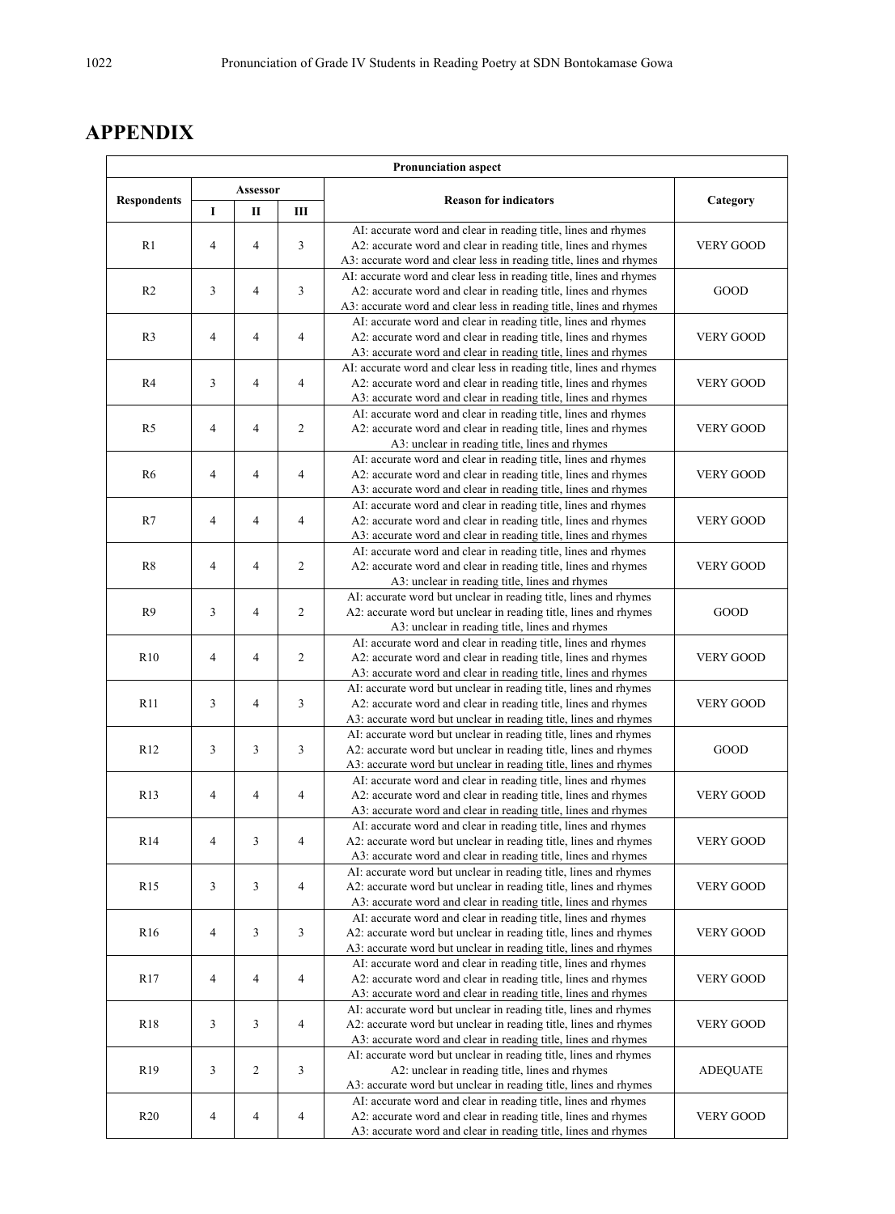## APPENDIX

| Pronunciation aspect | | | | | |
|---|---|---|---|---|---|
| Respondents | Assessor | | | Reason for indicators | Category |
| | I | II | III | | |
| R1 | 4 | 4 | 3 | AI: accurate word and clear in reading title, lines and rhymes<br>A2: accurate word and clear in reading title, lines and rhymes<br>A3: accurate word and clear less in reading title, lines and rhymes | VERY GOOD |
| R2 | 3 | 4 | 3 | AI: accurate word and clear less in reading title, lines and rhymes<br>A2: accurate word and clear in reading title, lines and rhymes<br>A3: accurate word and clear less in reading title, lines and rhymes | GOOD |
| R3 | 4 | 4 | 4 | AI: accurate word and clear in reading title, lines and rhymes<br>A2: accurate word and clear in reading title, lines and rhymes<br>A3: accurate word and clear in reading title, lines and rhymes | VERY GOOD |
| R4 | 3 | 4 | 4 | AI: accurate word and clear less in reading title, lines and rhymes<br>A2: accurate word and clear in reading title, lines and rhymes<br>A3: accurate word and clear in reading title, lines and rhymes | VERY GOOD |
| R5 | 4 | 4 | 2 | AI: accurate word and clear in reading title, lines and rhymes<br>A2: accurate word and clear in reading title, lines and rhymes<br>A3: unclear in reading title, lines and rhymes | VERY GOOD |
| R6 | 4 | 4 | 4 | AI: accurate word and clear in reading title, lines and rhymes<br>A2: accurate word and clear in reading title, lines and rhymes<br>A3: accurate word and clear in reading title, lines and rhymes | VERY GOOD |
| R7 | 4 | 4 | 4 | AI: accurate word and clear in reading title, lines and rhymes<br>A2: accurate word and clear in reading title, lines and rhymes<br>A3: accurate word and clear in reading title, lines and rhymes | VERY GOOD |
| R8 | 4 | 4 | 2 | AI: accurate word and clear in reading title, lines and rhymes<br>A2: accurate word and clear in reading title, lines and rhymes<br>A3: unclear in reading title, lines and rhymes | VERY GOOD |
| R9 | 3 | 4 | 2 | AI: accurate word but unclear in reading title, lines and rhymes<br>A2: accurate word but unclear in reading title, lines and rhymes<br>A3: unclear in reading title, lines and rhymes | GOOD |
| R10 | 4 | 4 | 2 | AI: accurate word and clear in reading title, lines and rhymes<br>A2: accurate word and clear in reading title, lines and rhymes<br>A3: accurate word and clear in reading title, lines and rhymes | VERY GOOD |
| R11 | 3 | 4 | 3 | AI: accurate word but unclear in reading title, lines and rhymes<br>A2: accurate word and clear in reading title, lines and rhymes<br>A3: accurate word but unclear in reading title, lines and rhymes | VERY GOOD |
| R12 | 3 | 3 | 3 | AI: accurate word but unclear in reading title, lines and rhymes<br>A2: accurate word but unclear in reading title, lines and rhymes<br>A3: accurate word but unclear in reading title, lines and rhymes | GOOD |
| R13 | 4 | 4 | 4 | AI: accurate word and clear in reading title, lines and rhymes<br>A2: accurate word and clear in reading title, lines and rhymes<br>A3: accurate word and clear in reading title, lines and rhymes | VERY GOOD |
| R14 | 4 | 3 | 4 | AI: accurate word and clear in reading title, lines and rhymes<br>A2: accurate word but unclear in reading title, lines and rhymes<br>A3: accurate word and clear in reading title, lines and rhymes | VERY GOOD |
| R15 | 3 | 3 | 4 | AI: accurate word but unclear in reading title, lines and rhymes<br>A2: accurate word but unclear in reading title, lines and rhymes<br>A3: accurate word and clear in reading title, lines and rhymes | VERY GOOD |
| R16 | 4 | 3 | 3 | AI: accurate word and clear in reading title, lines and rhymes<br>A2: accurate word but unclear in reading title, lines and rhymes<br>A3: accurate word but unclear in reading title, lines and rhymes | VERY GOOD |
| R17 | 4 | 4 | 4 | AI: accurate word and clear in reading title, lines and rhymes<br>A2: accurate word and clear in reading title, lines and rhymes<br>A3: accurate word and clear in reading title, lines and rhymes | VERY GOOD |
| R18 | 3 | 3 | 4 | AI: accurate word but unclear in reading title, lines and rhymes<br>A2: accurate word but unclear in reading title, lines and rhymes<br>A3: accurate word and clear in reading title, lines and rhymes | VERY GOOD |
| R19 | 3 | 2 | 3 | AI: accurate word but unclear in reading title, lines and rhymes<br>A2: unclear in reading title, lines and rhymes<br>A3: accurate word but unclear in reading title, lines and rhymes | ADEQUATE |
| R20 | 4 | 4 | 4 | AI: accurate word and clear in reading title, lines and rhymes<br>A2: accurate word and clear in reading title, lines and rhymes<br>A3: accurate word and clear in reading title, lines and rhymes | VERY GOOD |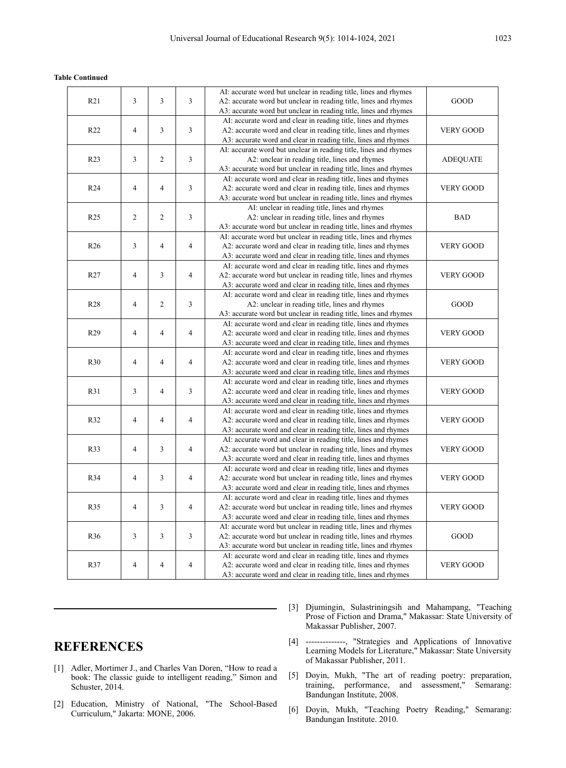**Table Continued**

| | | | | | |
|---|---|---|---|---|---|
| R21 | 3 | 3 | 3 | AI: accurate word but unclear in reading title, lines and rhymes<br>A2: accurate word but unclear in reading title, lines and rhymes<br>A3: accurate word but unclear in reading title, lines and rhymes | GOOD |
| R22 | 4 | 3 | 3 | AI: accurate word and clear in reading title, lines and rhymes<br>A2: accurate word and clear in reading title, lines and rhymes<br>A3: accurate word and clear in reading title, lines and rhymes | VERY GOOD |
| R23 | 3 | 2 | 3 | AI: accurate word but unclear in reading title, lines and rhymes<br>A2: unclear in reading title, lines and rhymes<br>A3: accurate word but unclear in reading title, lines and rhymes | ADEQUATE |
| R24 | 4 | 4 | 3 | AI: accurate word and clear in reading title, lines and rhymes<br>A2: accurate word and clear in reading title, lines and rhymes<br>A3: accurate word but unclear in reading title, lines and rhymes | VERY GOOD |
| R25 | 2 | 2 | 3 | AI: unclear in reading title, lines and rhymes<br>A2: unclear in reading title, lines and rhymes<br>A3: accurate word but unclear in reading title, lines and rhymes | BAD |
| R26 | 3 | 4 | 4 | AI: accurate word but unclear in reading title, lines and rhymes<br>A2: accurate word and clear in reading title, lines and rhymes<br>A3: accurate word and clear in reading title, lines and rhymes | VERY GOOD |
| R27 | 4 | 3 | 4 | AI: accurate word and clear in reading title, lines and rhymes<br>A2: accurate word but unclear in reading title, lines and rhymes<br>A3: accurate word and clear in reading title, lines and rhymes | VERY GOOD |
| R28 | 4 | 2 | 3 | AI: accurate word and clear in reading title, lines and rhymes<br>A2: unclear in reading title, lines and rhymes<br>A3: accurate word but unclear in reading title, lines and rhymes | GOOD |
| R29 | 4 | 4 | 4 | AI: accurate word and clear in reading title, lines and rhymes<br>A2: accurate word and clear in reading title, lines and rhymes<br>A3: accurate word and clear in reading title, lines and rhymes | VERY GOOD |
| R30 | 4 | 4 | 4 | AI: accurate word and clear in reading title, lines and rhymes<br>A2: accurate word and clear in reading title, lines and rhymes<br>A3: accurate word and clear in reading title, lines and rhymes | VERY GOOD |
| R31 | 3 | 4 | 3 | AI: accurate word and clear in reading title, lines and rhymes<br>A2: accurate word and clear in reading title, lines and rhymes<br>A3: accurate word and clear in reading title, lines and rhymes | VERY GOOD |
| R32 | 4 | 4 | 4 | AI: accurate word and clear in reading title, lines and rhymes<br>A2: accurate word and clear in reading title, lines and rhymes<br>A3: accurate word and clear in reading title, lines and rhymes | VERY GOOD |
| R33 | 4 | 3 | 4 | AI: accurate word and clear in reading title, lines and rhymes<br>A2: accurate word but unclear in reading title, lines and rhymes<br>A3: accurate word and clear in reading title, lines and rhymes | VERY GOOD |
| R34 | 4 | 3 | 4 | AI: accurate word and clear in reading title, lines and rhymes<br>A2: accurate word but unclear in reading title, lines and rhymes<br>A3: accurate word and clear in reading title, lines and rhymes | VERY GOOD |
| R35 | 4 | 3 | 4 | AI: accurate word and clear in reading title, lines and rhymes<br>A2: accurate word but unclear in reading title, lines and rhymes<br>A3: accurate word and clear in reading title, lines and rhymes | VERY GOOD |
| R36 | 3 | 3 | 3 | AI: accurate word but unclear in reading title, lines and rhymes<br>A2: accurate word but unclear in reading title, lines and rhymes<br>A3: accurate word but unclear in reading title, lines and rhymes | GOOD |
| R37 | 4 | 4 | 4 | AI: accurate word and clear in reading title, lines and rhymes<br>A2: accurate word and clear in reading title, lines and rhymes<br>A3: accurate word and clear in reading title, lines and rhymes | VERY GOOD |

## REFERENCES

[1] Adler, Mortimer J., and Charles Van Doren, "How to read a book: The classic guide to intelligent reading," Simon and Schuster, 2014.

[2] Education, Ministry of National, "The School-Based Curriculum," Jakarta: MONE, 2006.

[3] Djumingin, Sulastriningsih and Mahampang, "Teaching Prose of Fiction and Drama," Makassar: State University of Makassar Publisher, 2007.

[4] --------------, "Strategies and Applications of Innovative Learning Models for Literature," Makassar: State University of Makassar Publisher, 2011.

[5] Doyin, Mukh, "The art of reading poetry: preparation, training, performance, and assessment," Semarang: Bandungan Institute, 2008.

[6] Doyin, Mukh, "Teaching Poetry Reading," Semarang: Bandungan Institute. 2010.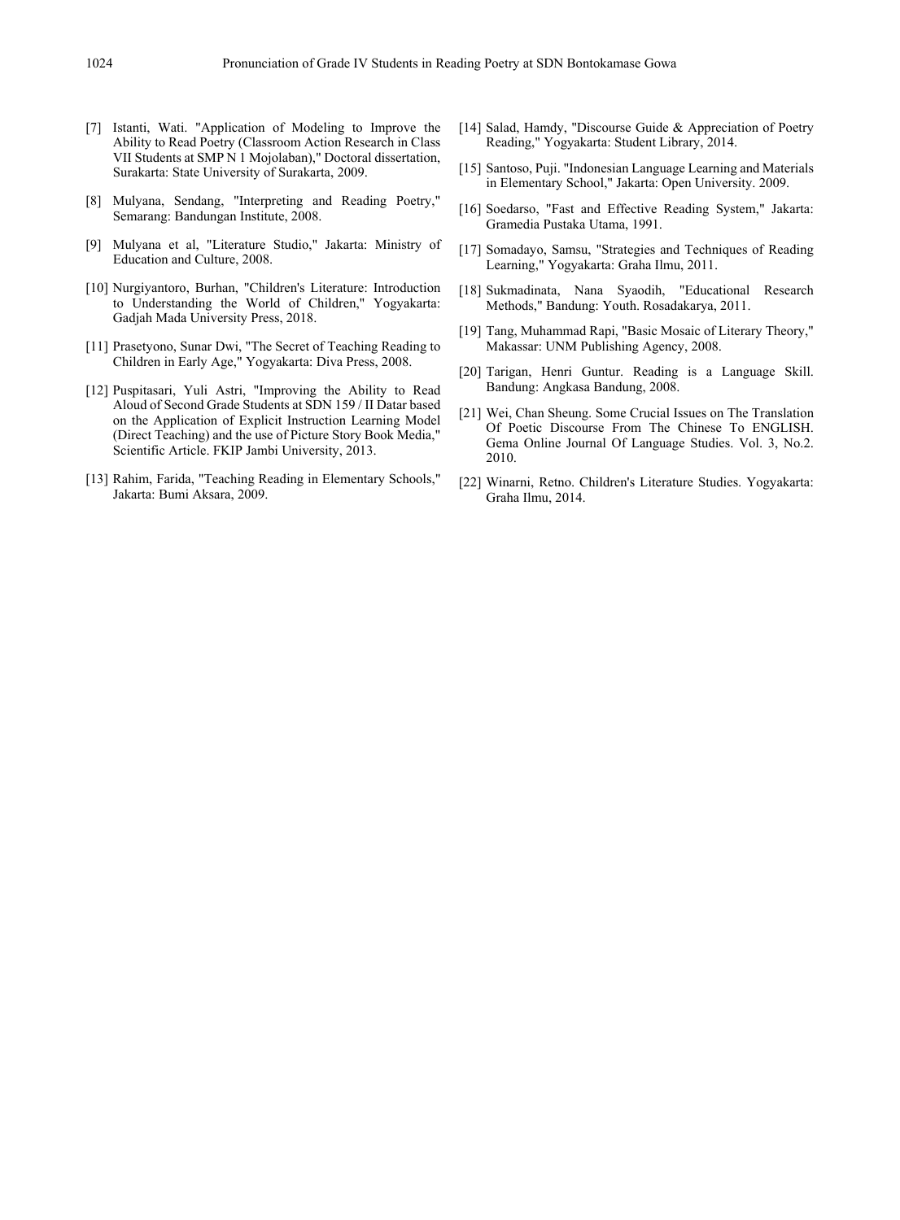[7] Istanti, Wati. "Application of Modeling to Improve the Ability to Read Poetry (Classroom Action Research in Class VII Students at SMP N 1 Mojolaban)," Doctoral dissertation, Surakarta: State University of Surakarta, 2009.

[8] Mulyana, Sendang, "Interpreting and Reading Poetry," Semarang: Bandungan Institute, 2008.

[9] Mulyana et al, "Literature Studio," Jakarta: Ministry of Education and Culture, 2008.

[10] Nurgiyantoro, Burhan, "Children's Literature: Introduction to Understanding the World of Children," Yogyakarta: Gadjah Mada University Press, 2018.

[11] Prasetyono, Sunar Dwi, "The Secret of Teaching Reading to Children in Early Age," Yogyakarta: Diva Press, 2008.

[12] Puspitasari, Yuli Astri, "Improving the Ability to Read Aloud of Second Grade Students at SDN 159 / II Datar based on the Application of Explicit Instruction Learning Model (Direct Teaching) and the use of Picture Story Book Media," Scientific Article. FKIP Jambi University, 2013.

[13] Rahim, Farida, "Teaching Reading in Elementary Schools," Jakarta: Bumi Aksara, 2009.

[14] Salad, Hamdy, "Discourse Guide & Appreciation of Poetry Reading," Yogyakarta: Student Library, 2014.

[15] Santoso, Puji. "Indonesian Language Learning and Materials in Elementary School," Jakarta: Open University. 2009.

[16] Soedarso, "Fast and Effective Reading System," Jakarta: Gramedia Pustaka Utama, 1991.

[17] Somadayo, Samsu, "Strategies and Techniques of Reading Learning," Yogyakarta: Graha Ilmu, 2011.

[18] Sukmadinata, Nana Syaodih, "Educational Research Methods," Bandung: Youth. Rosadakarya, 2011.

[19] Tang, Muhammad Rapi, "Basic Mosaic of Literary Theory," Makassar: UNM Publishing Agency, 2008.

[20] Tarigan, Henri Guntur. Reading is a Language Skill. Bandung: Angkasa Bandung, 2008.

[21] Wei, Chan Sheung. Some Crucial Issues on The Translation Of Poetic Discourse From The Chinese To ENGLISH. Gema Online Journal Of Language Studies. Vol. 3, No.2. 2010.

[22] Winarni, Retno. Children's Literature Studies. Yogyakarta: Graha Ilmu, 2014.